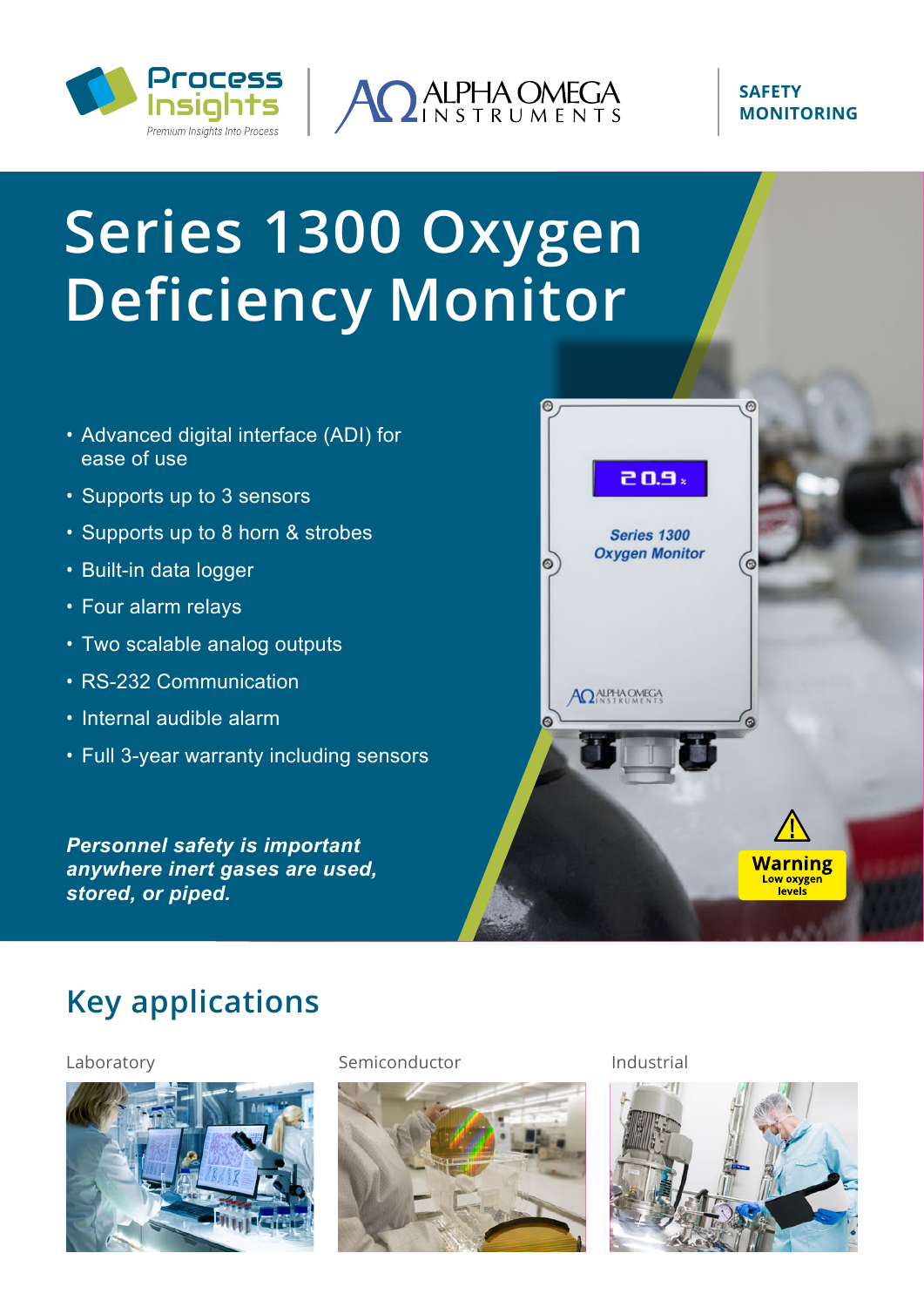SAFETY MONITORING

# Series 1300 Oxygen Deficiency Monitor

- Advanced digital interface (ADI) for ease of use
- Supports up to 3 sensors
- Supports up to 8 horn & strobes
- Built-in data logger
- Four alarm relays
- Two scalable analog outputs
- RS-232 Communication
- Internal audible alarm
- Full 3-year warranty including sensors

***Personnel safety is important anywhere inert gases are used, stored, or piped.***

## Key applications

Laboratory

Semiconductor

Industrial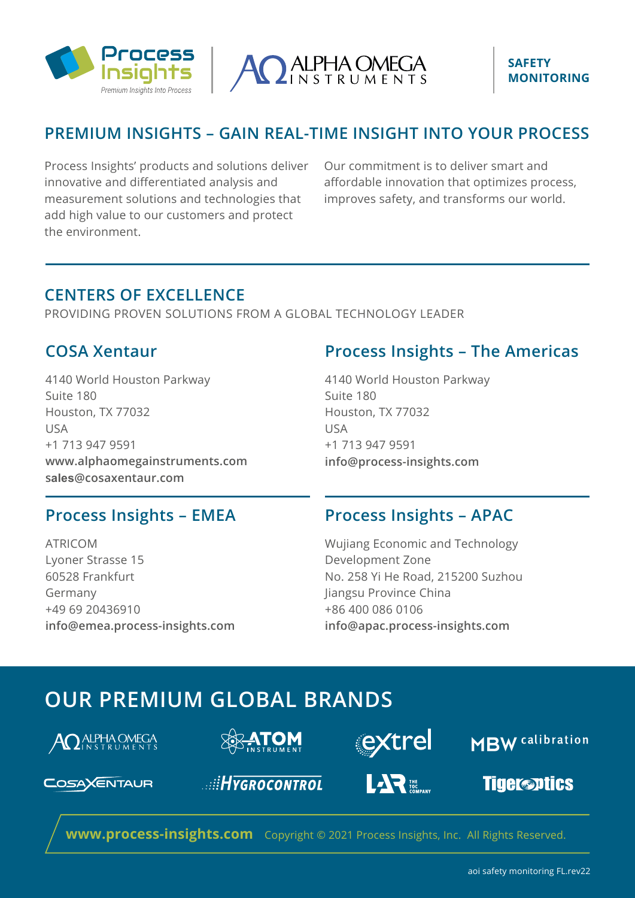SAFETY MONITORING

## PREMIUM INSIGHTS – GAIN REAL-TIME INSIGHT INTO YOUR PROCESS

Process Insights' products and solutions deliver innovative and differentiated analysis and measurement solutions and technologies that add high value to our customers and protect the environment.

Our commitment is to deliver smart and affordable innovation that optimizes process, improves safety, and transforms our world.

## CENTERS OF EXCELLENCE

PROVIDING PROVEN SOLUTIONS FROM A GLOBAL TECHNOLOGY LEADER

### COSA Xentaur

4140 World Houston Parkway
Suite 180
Houston, TX 77032
USA
+1 713 947 9591
**www.alphaomegainstruments.com**
**sales@cosaxentaur.com**

### Process Insights – The Americas

4140 World Houston Parkway
Suite 180
Houston, TX 77032
USA
+1 713 947 9591
**info@process-insights.com**

### Process Insights – EMEA

ATRICOM
Lyoner Strasse 15
60528 Frankfurt
Germany
+49 69 20436910
**info@emea.process-insights.com**

### Process Insights – APAC

Wujiang Economic and Technology Development Zone
No. 258 Yi He Road, 215200 Suzhou
Jiangsu Province China
+86 400 086 0106
**info@apac.process-insights.com**

## OUR PREMIUM GLOBAL BRANDS

ALPHA OMEGA INSTRUMENTS, ATOM INSTRUMENT, extrel, MBW calibration, COSA XENTAUR, HYGROCONTROL, LAR THE TOC COMPANY, Tiger Optics

**www.process-insights.com** Copyright © 2021 Process Insights, Inc. All Rights Reserved.

aoi safety monitoring FL.rev22